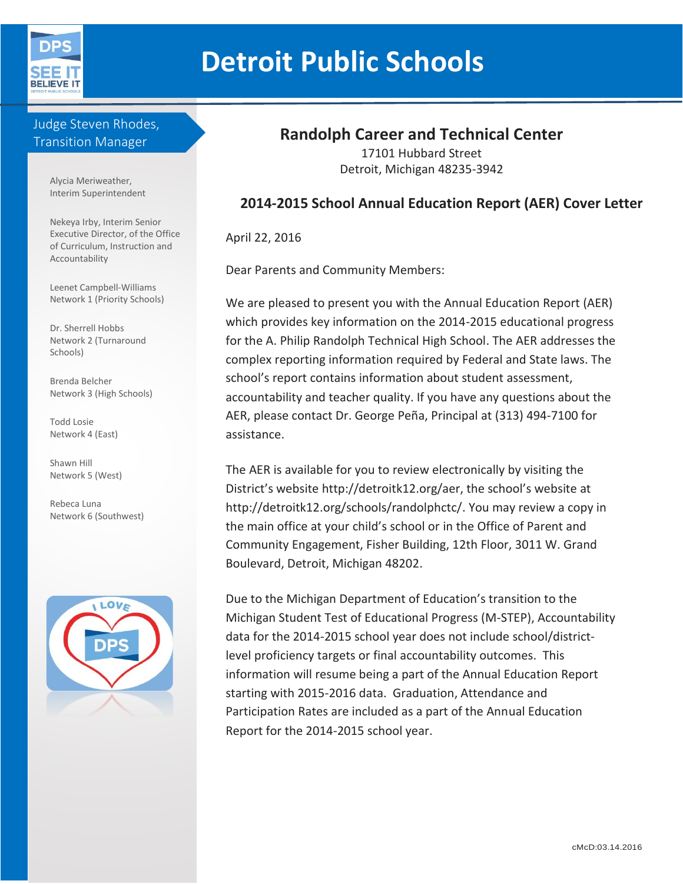# Detroit Public Schools

Judge Steven Rhodes, Transition Manager

Alycia Meriweather, Interim Superintendent

Nekeya Irby, Interim Senior Executive Director, of the Office of Curriculum, Instruction and Accountability

Leenet Campbell-Williams Network 1 (Priority Schools)

Dr. Sherrell Hobbs Network 2 (Turnaround Schools)

Brenda Belcher Network 3 (High Schools)

Todd Losie Network 4 (East)

Shawn Hill Network 5 (West)

Rebeca Luna Network 6 (Southwest)

## Randolph Career and Technical Center

17101 Hubbard Street
Detroit, Michigan 48235-3942

### 2014-2015 School Annual Education Report (AER) Cover Letter

April 22, 2016

Dear Parents and Community Members:

We are pleased to present you with the Annual Education Report (AER) which provides key information on the 2014-2015 educational progress for the A. Philip Randolph Technical High School. The AER addresses the complex reporting information required by Federal and State laws. The school's report contains information about student assessment, accountability and teacher quality. If you have any questions about the AER, please contact Dr. George Peña, Principal at (313) 494-7100 for assistance.

The AER is available for you to review electronically by visiting the District's website http://detroitk12.org/aer, the school's website at http://detroitk12.org/schools/randolphctc/. You may review a copy in the main office at your child's school or in the Office of Parent and Community Engagement, Fisher Building, 12th Floor, 3011 W. Grand Boulevard, Detroit, Michigan 48202.

Due to the Michigan Department of Education's transition to the Michigan Student Test of Educational Progress (M-STEP), Accountability data for the 2014-2015 school year does not include school/district-level proficiency targets or final accountability outcomes. This information will resume being a part of the Annual Education Report starting with 2015-2016 data. Graduation, Attendance and Participation Rates are included as a part of the Annual Education Report for the 2014-2015 school year.

cMcD:03.14.2016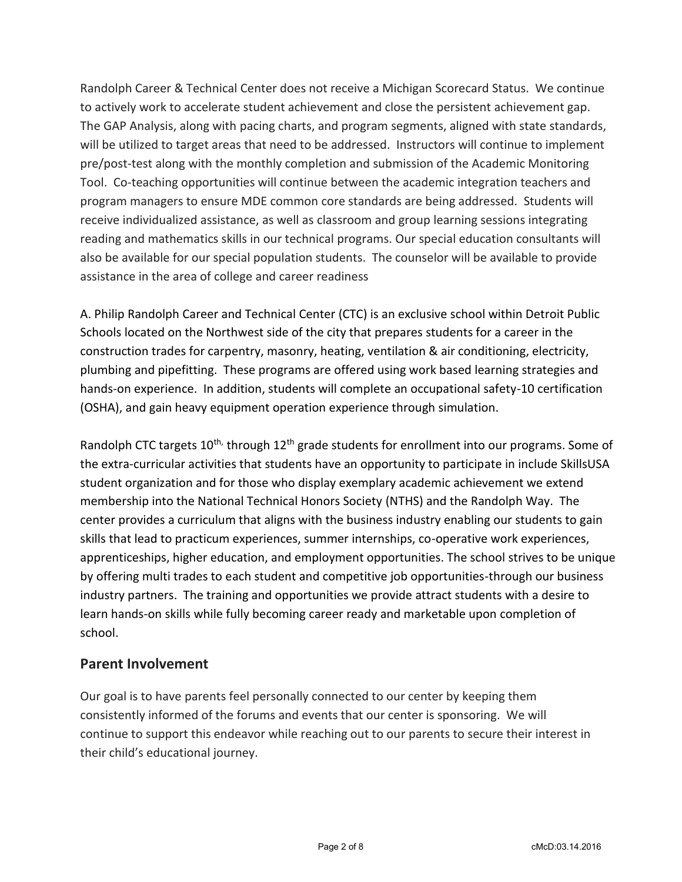Randolph Career & Technical Center does not receive a Michigan Scorecard Status. We continue to actively work to accelerate student achievement and close the persistent achievement gap. The GAP Analysis, along with pacing charts, and program segments, aligned with state standards, will be utilized to target areas that need to be addressed. Instructors will continue to implement pre/post-test along with the monthly completion and submission of the Academic Monitoring Tool. Co-teaching opportunities will continue between the academic integration teachers and program managers to ensure MDE common core standards are being addressed. Students will receive individualized assistance, as well as classroom and group learning sessions integrating reading and mathematics skills in our technical programs. Our special education consultants will also be available for our special population students. The counselor will be available to provide assistance in the area of college and career readiness

A. Philip Randolph Career and Technical Center (CTC) is an exclusive school within Detroit Public Schools located on the Northwest side of the city that prepares students for a career in the construction trades for carpentry, masonry, heating, ventilation & air conditioning, electricity, plumbing and pipefitting. These programs are offered using work based learning strategies and hands-on experience. In addition, students will complete an occupational safety-10 certification (OSHA), and gain heavy equipment operation experience through simulation.

Randolph CTC targets 10th, through 12th grade students for enrollment into our programs. Some of the extra-curricular activities that students have an opportunity to participate in include SkillsUSA student organization and for those who display exemplary academic achievement we extend membership into the National Technical Honors Society (NTHS) and the Randolph Way. The center provides a curriculum that aligns with the business industry enabling our students to gain skills that lead to practicum experiences, summer internships, co-operative work experiences, apprenticeships, higher education, and employment opportunities. The school strives to be unique by offering multi trades to each student and competitive job opportunities-through our business industry partners. The training and opportunities we provide attract students with a desire to learn hands-on skills while fully becoming career ready and marketable upon completion of school.

## Parent Involvement

Our goal is to have parents feel personally connected to our center by keeping them consistently informed of the forums and events that our center is sponsoring. We will continue to support this endeavor while reaching out to our parents to secure their interest in their child's educational journey.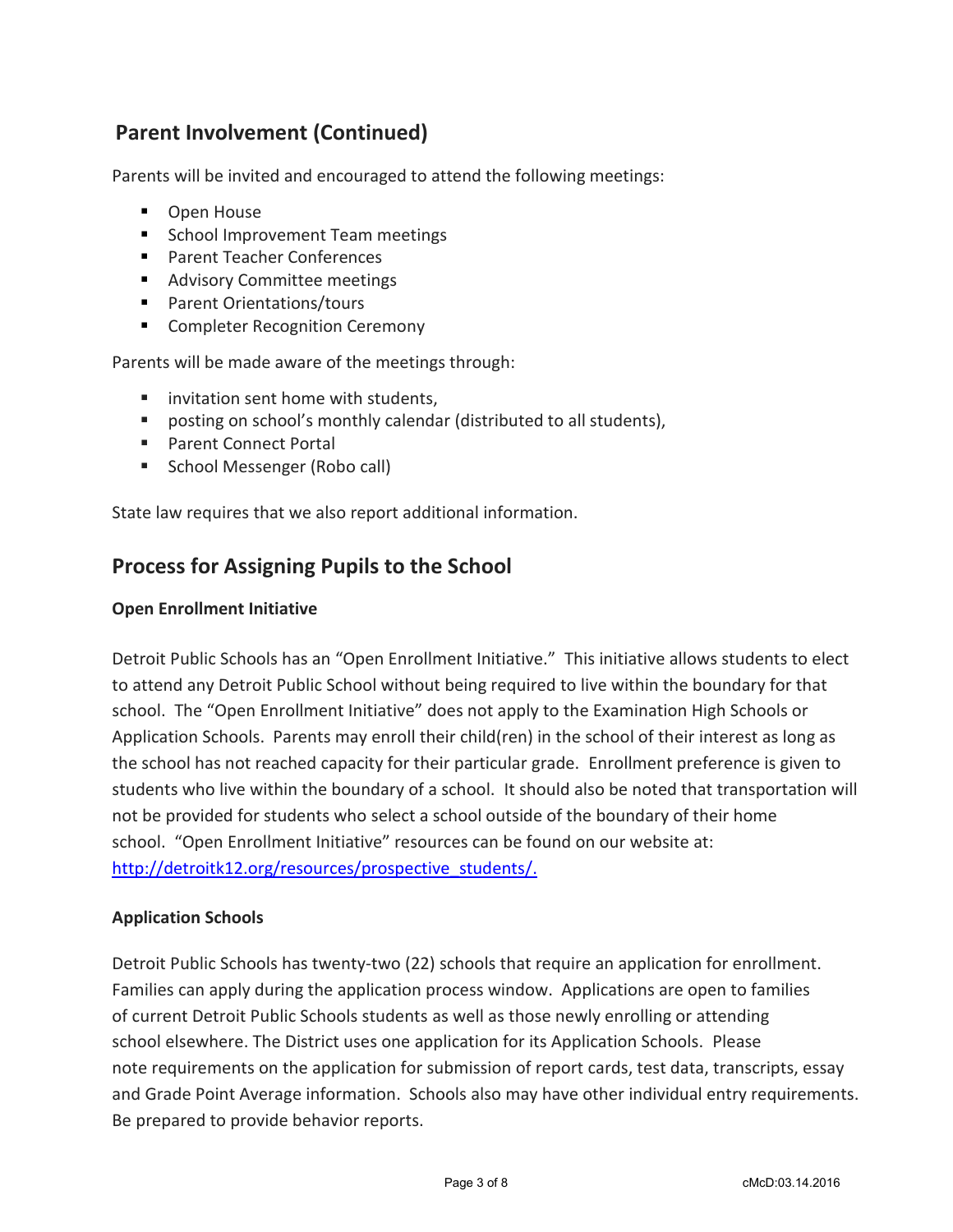## Parent Involvement (Continued)

Parents will be invited and encouraged to attend the following meetings:

- Open House
- School Improvement Team meetings
- Parent Teacher Conferences
- Advisory Committee meetings
- Parent Orientations/tours
- Completer Recognition Ceremony

Parents will be made aware of the meetings through:

- invitation sent home with students,
- posting on school's monthly calendar (distributed to all students),
- Parent Connect Portal
- School Messenger (Robo call)

State law requires that we also report additional information.

## Process for Assigning Pupils to the School

**Open Enrollment Initiative**

Detroit Public Schools has an "Open Enrollment Initiative." This initiative allows students to elect to attend any Detroit Public School without being required to live within the boundary for that school. The "Open Enrollment Initiative" does not apply to the Examination High Schools or Application Schools. Parents may enroll their child(ren) in the school of their interest as long as the school has not reached capacity for their particular grade. Enrollment preference is given to students who live within the boundary of a school. It should also be noted that transportation will not be provided for students who select a school outside of the boundary of their home school. "Open Enrollment Initiative" resources can be found on our website at: [http://detroitk12.org/resources/prospective_students/.](http://detroitk12.org/resources/prospective_students/)

**Application Schools**

Detroit Public Schools has twenty-two (22) schools that require an application for enrollment. Families can apply during the application process window. Applications are open to families of current Detroit Public Schools students as well as those newly enrolling or attending school elsewhere. The District uses one application for its Application Schools. Please note requirements on the application for submission of report cards, test data, transcripts, essay and Grade Point Average information. Schools also may have other individual entry requirements. Be prepared to provide behavior reports.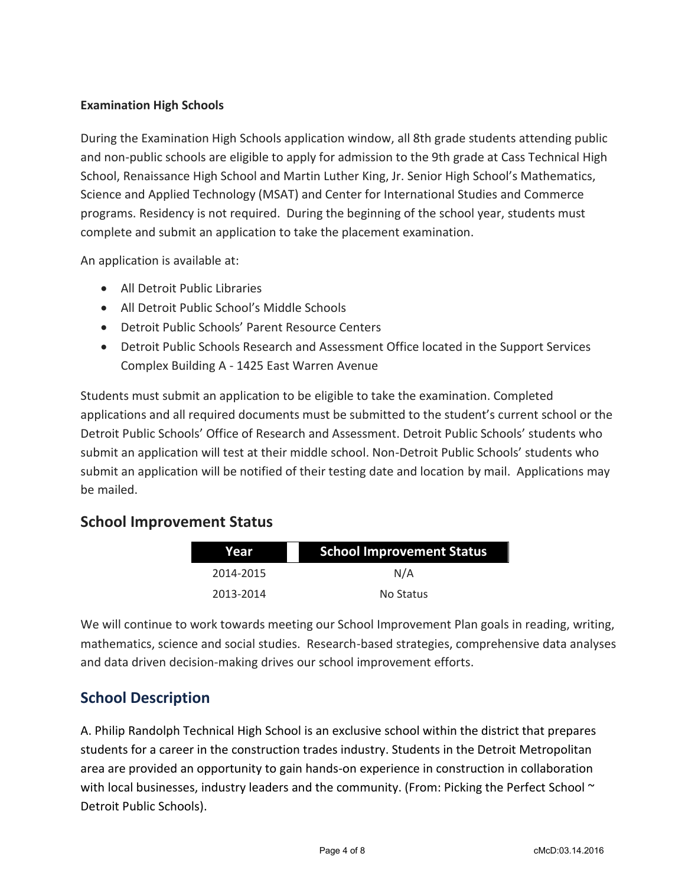**Examination High Schools**

During the Examination High Schools application window, all 8th grade students attending public and non-public schools are eligible to apply for admission to the 9th grade at Cass Technical High School, Renaissance High School and Martin Luther King, Jr. Senior High School's Mathematics, Science and Applied Technology (MSAT) and Center for International Studies and Commerce programs. Residency is not required. During the beginning of the school year, students must complete and submit an application to take the placement examination.

An application is available at:

- All Detroit Public Libraries
- All Detroit Public School's Middle Schools
- Detroit Public Schools' Parent Resource Centers
- Detroit Public Schools Research and Assessment Office located in the Support Services Complex Building A - 1425 East Warren Avenue

Students must submit an application to be eligible to take the examination. Completed applications and all required documents must be submitted to the student's current school or the Detroit Public Schools' Office of Research and Assessment. Detroit Public Schools' students who submit an application will test at their middle school. Non-Detroit Public Schools' students who submit an application will be notified of their testing date and location by mail. Applications may be mailed.

## School Improvement Status

| Year | School Improvement Status |
|---|---|
| 2014-2015 | N/A |
| 2013-2014 | No Status |

We will continue to work towards meeting our School Improvement Plan goals in reading, writing, mathematics, science and social studies. Research-based strategies, comprehensive data analyses and data driven decision-making drives our school improvement efforts.

## School Description

A. Philip Randolph Technical High School is an exclusive school within the district that prepares students for a career in the construction trades industry. Students in the Detroit Metropolitan area are provided an opportunity to gain hands-on experience in construction in collaboration with local businesses, industry leaders and the community. (From: Picking the Perfect School ~ Detroit Public Schools).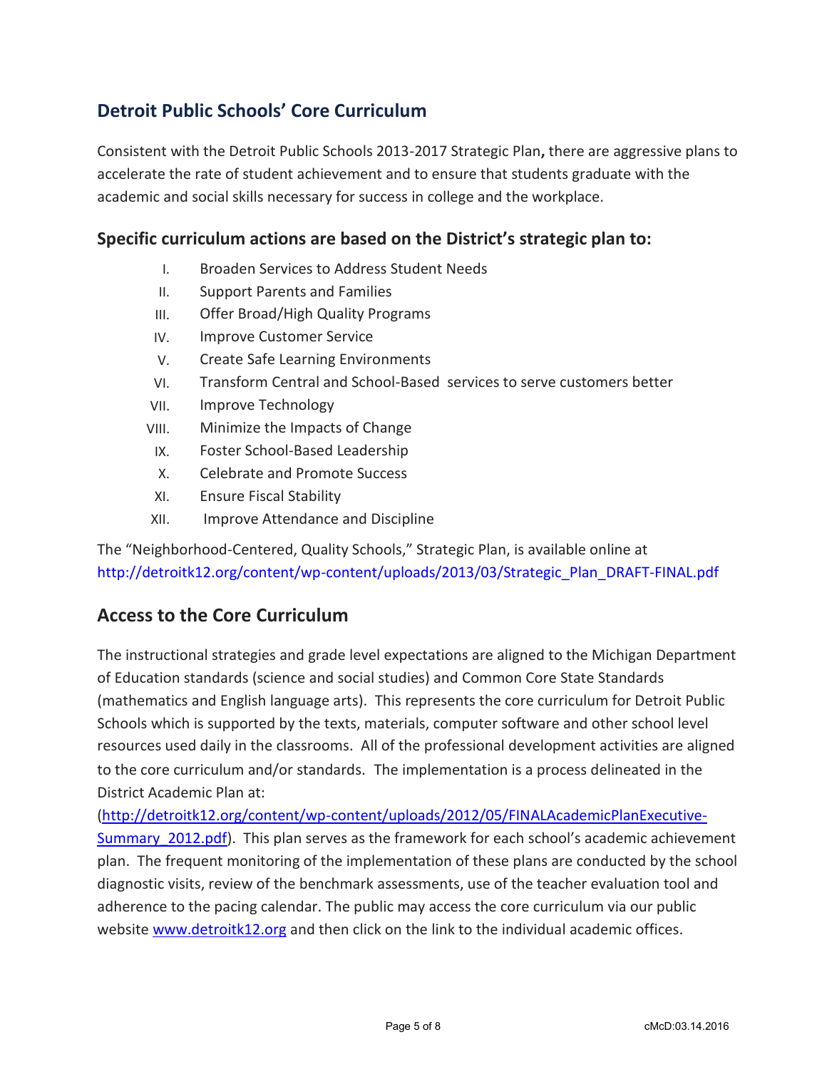## Detroit Public Schools' Core Curriculum

Consistent with the Detroit Public Schools 2013-2017 Strategic Plan**,** there are aggressive plans to accelerate the rate of student achievement and to ensure that students graduate with the academic and social skills necessary for success in college and the workplace.

### Specific curriculum actions are based on the District's strategic plan to:

I. Broaden Services to Address Student Needs
II. Support Parents and Families
III. Offer Broad/High Quality Programs
IV. Improve Customer Service
V. Create Safe Learning Environments
VI. Transform Central and School-Based services to serve customers better
VII. Improve Technology
VIII. Minimize the Impacts of Change
IX. Foster School-Based Leadership
X. Celebrate and Promote Success
XI. Ensure Fiscal Stability
XII. Improve Attendance and Discipline

The "Neighborhood-Centered, Quality Schools," Strategic Plan, is available online at http://detroitk12.org/content/wp-content/uploads/2013/03/Strategic_Plan_DRAFT-FINAL.pdf

## Access to the Core Curriculum

The instructional strategies and grade level expectations are aligned to the Michigan Department of Education standards (science and social studies) and Common Core State Standards (mathematics and English language arts). This represents the core curriculum for Detroit Public Schools which is supported by the texts, materials, computer software and other school level resources used daily in the classrooms. All of the professional development activities are aligned to the core curriculum and/or standards. The implementation is a process delineated in the District Academic Plan at: (http://detroitk12.org/content/wp-content/uploads/2012/05/FINALAcademicPlanExecutive-Summary_2012.pdf). This plan serves as the framework for each school's academic achievement plan. The frequent monitoring of the implementation of these plans are conducted by the school diagnostic visits, review of the benchmark assessments, use of the teacher evaluation tool and adherence to the pacing calendar. The public may access the core curriculum via our public website www.detroitk12.org and then click on the link to the individual academic offices.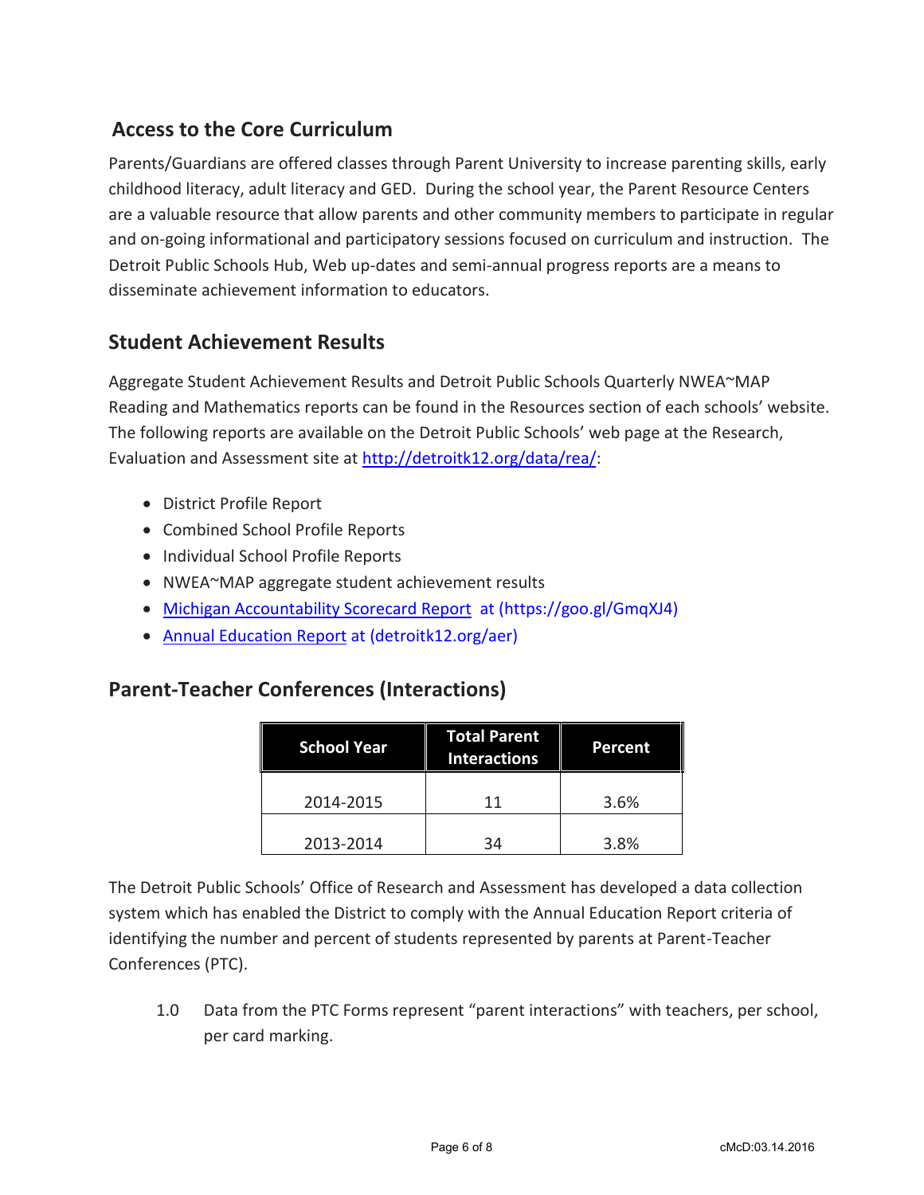## Access to the Core Curriculum

Parents/Guardians are offered classes through Parent University to increase parenting skills, early childhood literacy, adult literacy and GED. During the school year, the Parent Resource Centers are a valuable resource that allow parents and other community members to participate in regular and on-going informational and participatory sessions focused on curriculum and instruction. The Detroit Public Schools Hub, Web up-dates and semi-annual progress reports are a means to disseminate achievement information to educators.

## Student Achievement Results

Aggregate Student Achievement Results and Detroit Public Schools Quarterly NWEA~MAP Reading and Mathematics reports can be found in the Resources section of each schools' website. The following reports are available on the Detroit Public Schools' web page at the Research, Evaluation and Assessment site at http://detroitk12.org/data/rea/:

- District Profile Report
- Combined School Profile Reports
- Individual School Profile Reports
- NWEA~MAP aggregate student achievement results
- Michigan Accountability Scorecard Report at (https://goo.gl/GmqXJ4)
- Annual Education Report at (detroitk12.org/aer)

## Parent-Teacher Conferences (Interactions)

| School Year | Total Parent Interactions | Percent |
|---|---|---|
| 2014-2015 | 11 | 3.6% |
| 2013-2014 | 34 | 3.8% |

The Detroit Public Schools' Office of Research and Assessment has developed a data collection system which has enabled the District to comply with the Annual Education Report criteria of identifying the number and percent of students represented by parents at Parent-Teacher Conferences (PTC).

1.0 Data from the PTC Forms represent "parent interactions" with teachers, per school, per card marking.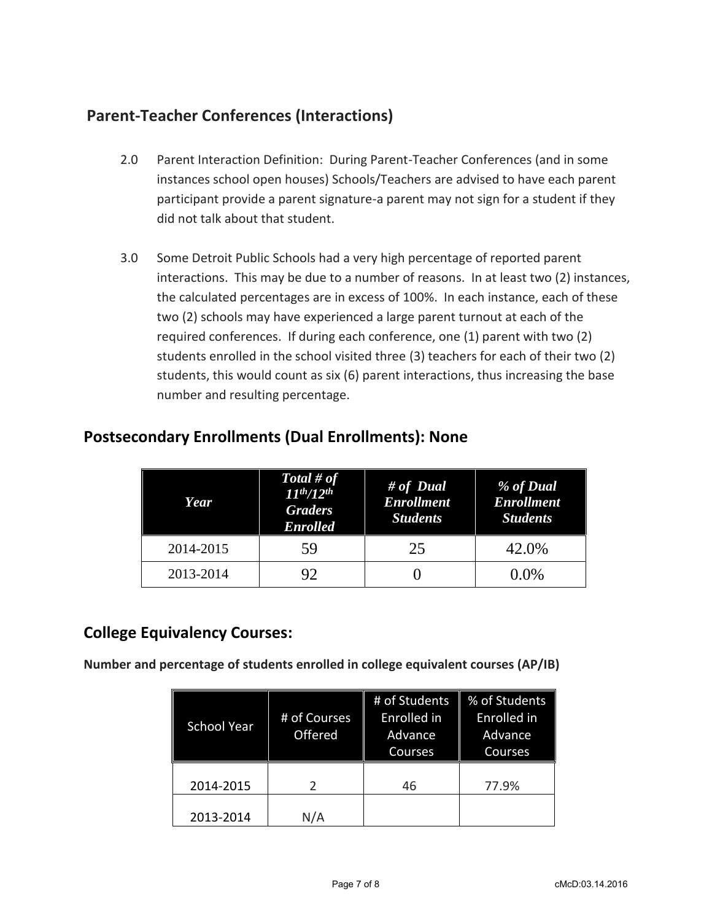## Parent-Teacher Conferences (Interactions)

2.0 Parent Interaction Definition: During Parent-Teacher Conferences (and in some instances school open houses) Schools/Teachers are advised to have each parent participant provide a parent signature-a parent may not sign for a student if they did not talk about that student.

3.0 Some Detroit Public Schools had a very high percentage of reported parent interactions. This may be due to a number of reasons. In at least two (2) instances, the calculated percentages are in excess of 100%. In each instance, each of these two (2) schools may have experienced a large parent turnout at each of the required conferences. If during each conference, one (1) parent with two (2) students enrolled in the school visited three (3) teachers for each of their two (2) students, this would count as six (6) parent interactions, thus increasing the base number and resulting percentage.

## Postsecondary Enrollments (Dual Enrollments): None

| *Year* | *Total # of 11th/12th Graders Enrolled* | *# of Dual Enrollment Students* | *% of Dual Enrollment Students* |
|---|---|---|---|
| 2014-2015 | 59 | 25 | 42.0% |
| 2013-2014 | 92 | 0 | 0.0% |

## College Equivalency Courses:

**Number and percentage of students enrolled in college equivalent courses (AP/IB)**

| School Year | # of Courses Offered | # of Students Enrolled in Advance Courses | % of Students Enrolled in Advance Courses |
|---|---|---|---|
| 2014-2015 | 2 | 46 | 77.9% |
| 2013-2014 | N/A | | |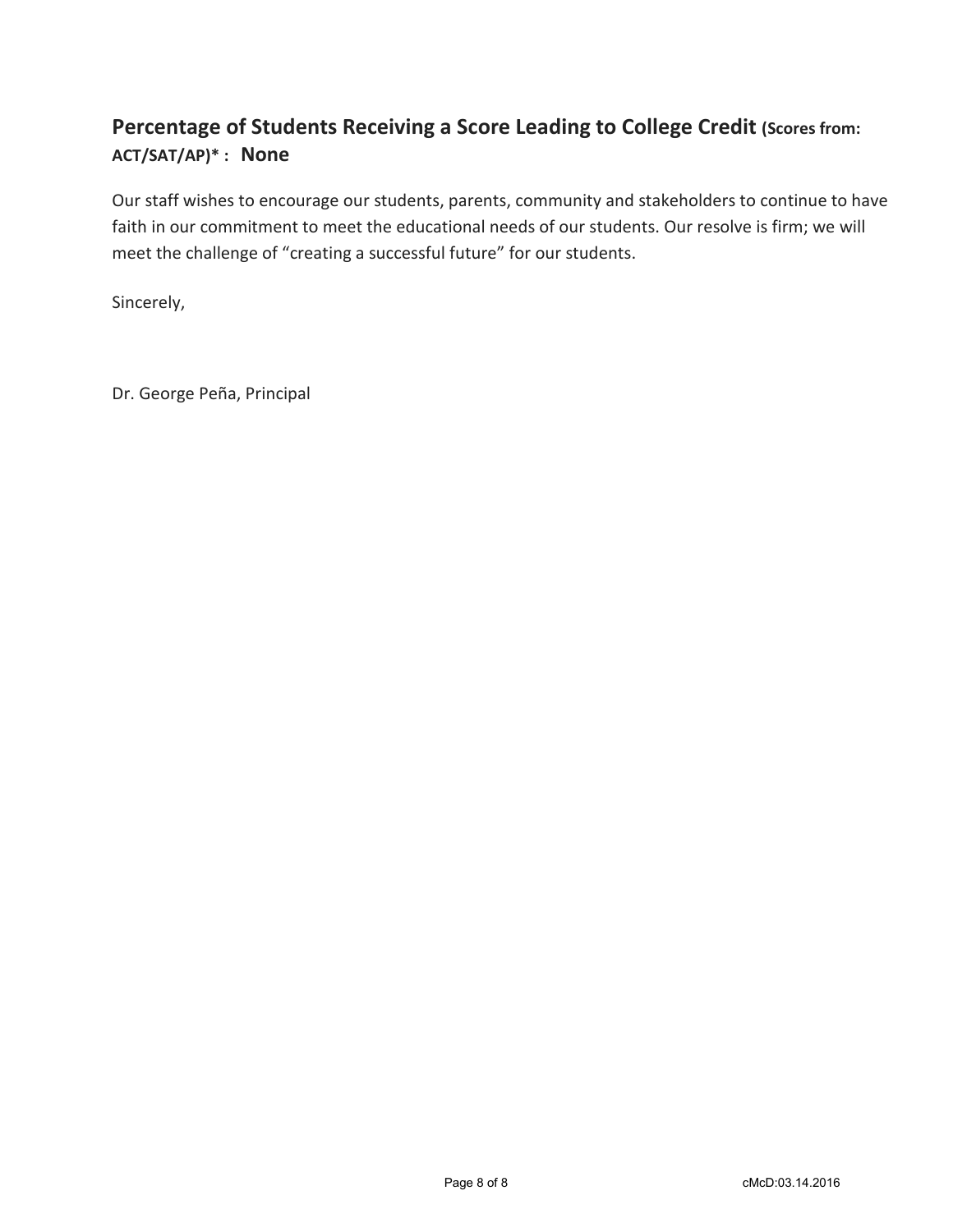## Percentage of Students Receiving a Score Leading to College Credit (Scores from: ACT/SAT/AP)* : None

Our staff wishes to encourage our students, parents, community and stakeholders to continue to have faith in our commitment to meet the educational needs of our students. Our resolve is firm; we will meet the challenge of "creating a successful future" for our students.

Sincerely,

Dr. George Peña, Principal